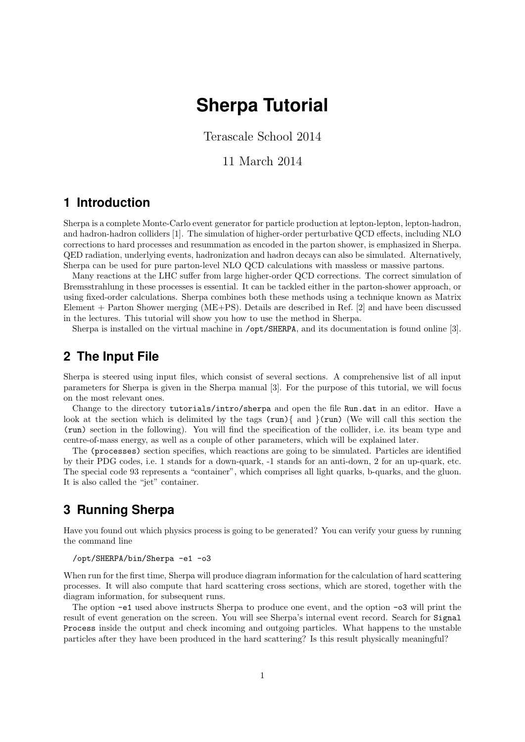# Sherpa Tutorial

Terascale School 2014

11 March 2014

## 1 Introduction

Sherpa is a complete Monte-Carlo event generator for particle production at lepton-lepton, lepton-hadron, and hadron-hadron colliders [1]. The simulation of higher-order perturbative QCD effects, including NLO corrections to hard processes and resummation as encoded in the parton shower, is emphasized in Sherpa. QED radiation, underlying events, hadronization and hadron decays can also be simulated. Alternatively, Sherpa can be used for pure parton-level NLO QCD calculations with massless or massive partons.

Many reactions at the LHC suffer from large higher-order QCD corrections. The correct simulation of Bremsstrahlung in these processes is essential. It can be tackled either in the parton-shower approach, or using fixed-order calculations. Sherpa combines both these methods using a technique known as Matrix Element + Parton Shower merging (ME+PS). Details are described in Ref. [2] and have been discussed in the lectures. This tutorial will show you how to use the method in Sherpa.

Sherpa is installed on the virtual machine in `/opt/SHERPA`, and its documentation is found online [3].

## 2 The Input File

Sherpa is steered using input files, which consist of several sections. A comprehensive list of all input parameters for Sherpa is given in the Sherpa manual [3]. For the purpose of this tutorial, we will focus on the most relevant ones.

Change to the directory `tutorials/intro/sherpa` and open the file `Run.dat` in an editor. Have a look at the section which is delimited by the tags `(run){` and `}(run)` (We will call this section the `(run)` section in the following). You will find the specification of the collider, i.e. its beam type and centre-of-mass energy, as well as a couple of other parameters, which will be explained later.

The `(processes)` section specifies, which reactions are going to be simulated. Particles are identified by their PDG codes, i.e. 1 stands for a down-quark, -1 stands for an anti-down, 2 for an up-quark, etc. The special code 93 represents a "container", which comprises all light quarks, b-quarks, and the gluon. It is also called the "jet" container.

## 3 Running Sherpa

Have you found out which physics process is going to be generated? You can verify your guess by running the command line

```
/opt/SHERPA/bin/Sherpa -e1 -o3
```

When run for the first time, Sherpa will produce diagram information for the calculation of hard scattering processes. It will also compute that hard scattering cross sections, which are stored, together with the diagram information, for subsequent runs.

The option `-e1` used above instructs Sherpa to produce one event, and the option `-o3` will print the result of event generation on the screen. You will see Sherpa's internal event record. Search for `Signal Process` inside the output and check incoming and outgoing particles. What happens to the unstable particles after they have been produced in the hard scattering? Is this result physically meaningful?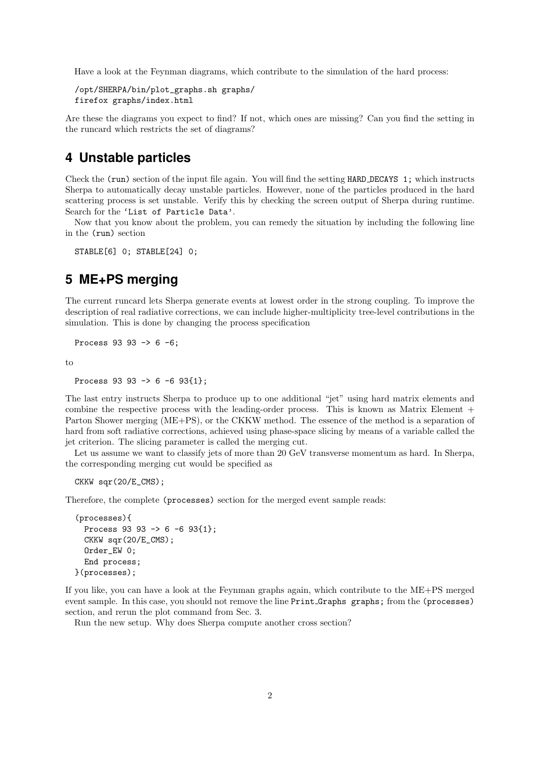Have a look at the Feynman diagrams, which contribute to the simulation of the hard process:

```
/opt/SHERPA/bin/plot_graphs.sh graphs/
firefox graphs/index.html
```

Are these the diagrams you expect to find? If not, which ones are missing? Can you find the setting in the runcard which restricts the set of diagrams?

# 4 Unstable particles

Check the `(run)` section of the input file again. You will find the setting `HARD_DECAYS 1;` which instructs Sherpa to automatically decay unstable particles. However, none of the particles produced in the hard scattering process is set unstable. Verify this by checking the screen output of Sherpa during runtime. Search for the `'List of Particle Data'`.

Now that you know about the problem, you can remedy the situation by including the following line in the `(run)` section

```
STABLE[6] 0; STABLE[24] 0;
```

# 5 ME+PS merging

The current runcard lets Sherpa generate events at lowest order in the strong coupling. To improve the description of real radiative corrections, we can include higher-multiplicity tree-level contributions in the simulation. This is done by changing the process specification

```
Process 93 93 -> 6 -6;
```

to

```
Process 93 93 -> 6 -6 93{1};
```

The last entry instructs Sherpa to produce up to one additional "jet" using hard matrix elements and combine the respective process with the leading-order process. This is known as Matrix Element + Parton Shower merging (ME+PS), or the CKKW method. The essence of the method is a separation of hard from soft radiative corrections, achieved using phase-space slicing by means of a variable called the jet criterion. The slicing parameter is called the merging cut.

Let us assume we want to classify jets of more than 20 GeV transverse momentum as hard. In Sherpa, the corresponding merging cut would be specified as

```
CKKW sqr(20/E_CMS);
```

Therefore, the complete `(processes)` section for the merged event sample reads:

```
(processes){
  Process 93 93 -> 6 -6 93{1};
  CKKW sqr(20/E_CMS);
  Order_EW 0;
  End process;
}(processes);
```

If you like, you can have a look at the Feynman graphs again, which contribute to the ME+PS merged event sample. In this case, you should not remove the line `Print_Graphs graphs;` from the `(processes)` section, and rerun the plot command from Sec. 3.

Run the new setup. Why does Sherpa compute another cross section?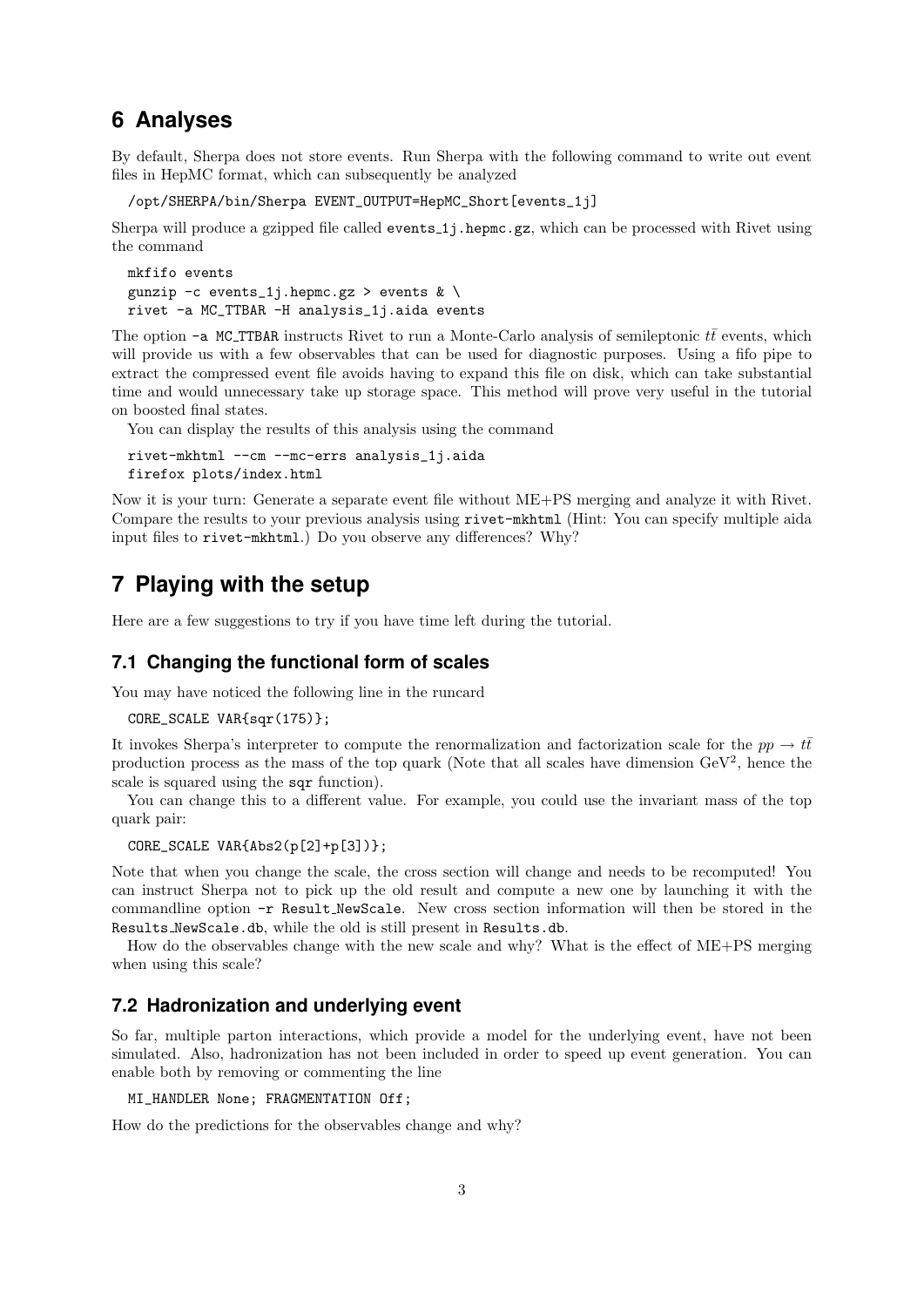## 6 Analyses

By default, Sherpa does not store events. Run Sherpa with the following command to write out event files in HepMC format, which can subsequently be analyzed

```
/opt/SHERPA/bin/Sherpa EVENT_OUTPUT=HepMC_Short[events_1j]
```

Sherpa will produce a gzipped file called `events_1j.hepmc.gz`, which can be processed with Rivet using the command

```
mkfifo events
gunzip -c events_1j.hepmc.gz > events & \
rivet -a MC_TTBAR -H analysis_1j.aida events
```

The option `-a MC_TTBAR` instructs Rivet to run a Monte-Carlo analysis of semileptonic $t\bar{t}$ events, which will provide us with a few observables that can be used for diagnostic purposes. Using a fifo pipe to extract the compressed event file avoids having to expand this file on disk, which can take substantial time and would unnecessary take up storage space. This method will prove very useful in the tutorial on boosted final states.

You can display the results of this analysis using the command

```
rivet-mkhtml --cm --mc-errs analysis_1j.aida
firefox plots/index.html
```

Now it is your turn: Generate a separate event file without ME+PS merging and analyze it with Rivet. Compare the results to your previous analysis using `rivet-mkhtml` (Hint: You can specify multiple aida input files to `rivet-mkhtml`.) Do you observe any differences? Why?

## 7 Playing with the setup

Here are a few suggestions to try if you have time left during the tutorial.

### 7.1 Changing the functional form of scales

You may have noticed the following line in the runcard

```
CORE_SCALE VAR{sqr(175)};
```

It invokes Sherpa's interpreter to compute the renormalization and factorization scale for the $pp \to t\bar{t}$ production process as the mass of the top quark (Note that all scales have dimension $\mathrm{GeV}^2$, hence the scale is squared using the `sqr` function).

You can change this to a different value. For example, you could use the invariant mass of the top quark pair:

```
CORE_SCALE VAR{Abs2(p[2]+p[3])};
```

Note that when you change the scale, the cross section will change and needs to be recomputed! You can instruct Sherpa not to pick up the old result and compute a new one by launching it with the commandline option `-r Result_NewScale`. New cross section information will then be stored in the `Results_NewScale.db`, while the old is still present in `Results.db`.

How do the observables change with the new scale and why? What is the effect of ME+PS merging when using this scale?

### 7.2 Hadronization and underlying event

So far, multiple parton interactions, which provide a model for the underlying event, have not been simulated. Also, hadronization has not been included in order to speed up event generation. You can enable both by removing or commenting the line

```
MI_HANDLER None; FRAGMENTATION Off;
```

How do the predictions for the observables change and why?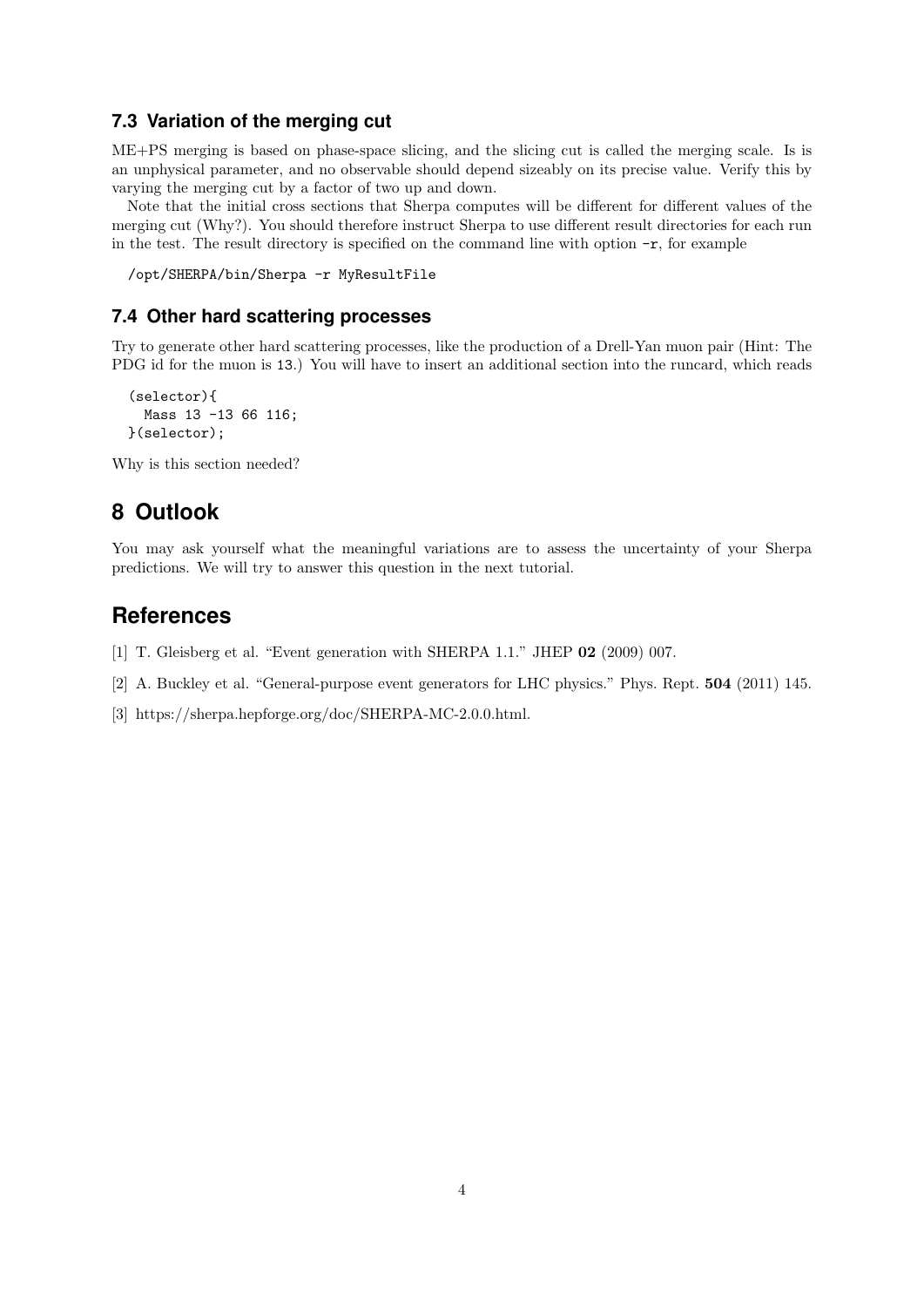### 7.3 Variation of the merging cut

ME+PS merging is based on phase-space slicing, and the slicing cut is called the merging scale. Is is an unphysical parameter, and no observable should depend sizeably on its precise value. Verify this by varying the merging cut by a factor of two up and down.

Note that the initial cross sections that Sherpa computes will be different for different values of the merging cut (Why?). You should therefore instruct Sherpa to use different result directories for each run in the test. The result directory is specified on the command line with option `-r`, for example

```
/opt/SHERPA/bin/Sherpa -r MyResultFile
```

### 7.4 Other hard scattering processes

Try to generate other hard scattering processes, like the production of a Drell-Yan muon pair (Hint: The PDG id for the muon is `13`.) You will have to insert an additional section into the runcard, which reads

```
(selector){
  Mass 13 -13 66 116;
}(selector);
```

Why is this section needed?

## 8 Outlook

You may ask yourself what the meaningful variations are to assess the uncertainty of your Sherpa predictions. We will try to answer this question in the next tutorial.

## References

[1] T. Gleisberg et al. "Event generation with SHERPA 1.1." JHEP **02** (2009) 007.

[2] A. Buckley et al. "General-purpose event generators for LHC physics." Phys. Rept. **504** (2011) 145.

[3] https://sherpa.hepforge.org/doc/SHERPA-MC-2.0.0.html.